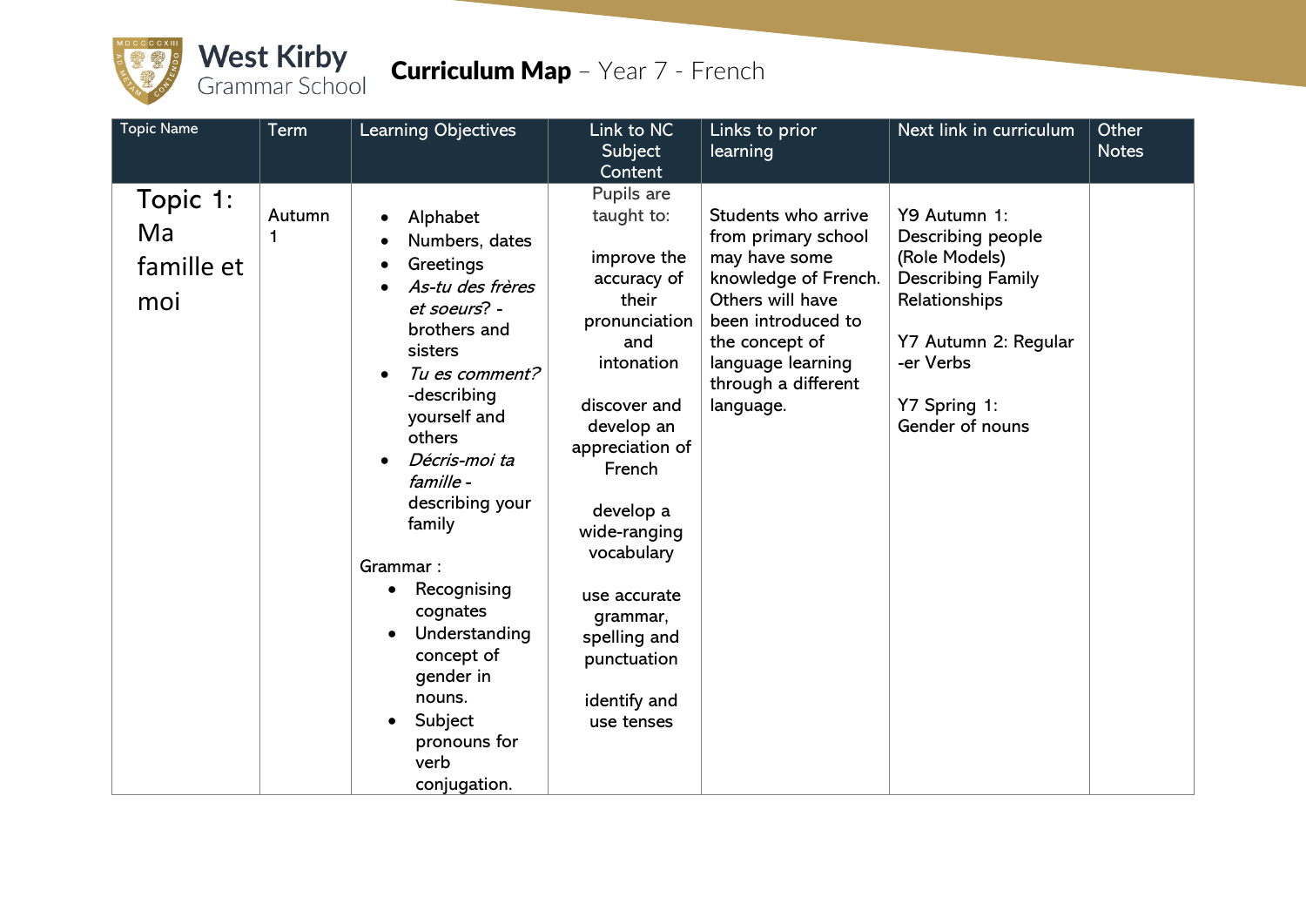# West Kirby Grammar School

## Curriculum Map – Year 7 - French

| Topic Name | Term | Learning Objectives | Link to NC Subject Content | Links to prior learning | Next link in curriculum | Other Notes |
|---|---|---|---|---|---|---|
| Topic 1: Ma famille et moi | Autumn 1 | • Alphabet<br>• Numbers, dates<br>• Greetings<br>• *As-tu des frères et soeurs*? - brothers and sisters<br>• *Tu es comment?* -describing yourself and others<br>• *Décris-moi ta famille* - describing your family<br><br>Grammar :<br>• Recognising cognates<br>• Understanding concept of gender in nouns.<br>• Subject pronouns for verb conjugation. | Pupils are taught to:<br><br>improve the accuracy of their pronunciation and intonation<br><br>discover and develop an appreciation of French<br><br>develop a wide-ranging vocabulary<br><br>use accurate grammar, spelling and punctuation<br><br>identify and use tenses | Students who arrive from primary school may have some knowledge of French. Others will have been introduced to the concept of language learning through a different language. | Y9 Autumn 1: Describing people (Role Models) Describing Family Relationships<br><br>Y7 Autumn 2: Regular -er Verbs<br><br>Y7 Spring 1: Gender of nouns | |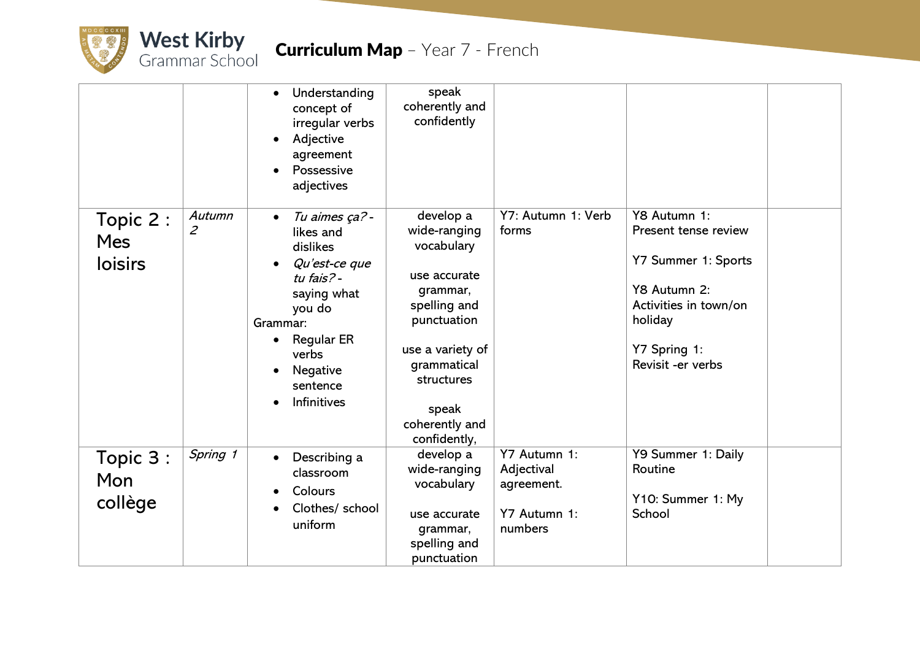# Curriculum Map – Year 7 - French

| | | | | | | |
|---|---|---|---|---|---|---|
| | | • Understanding concept of irregular verbs<br>• Adjective agreement<br>• Possessive adjectives | speak coherently and confidently | | | |
| Topic 2 : Mes loisirs | *Autumn 2* | • *Tu aimes ça?* - likes and dislikes<br>• *Qu'est-ce que tu fais?* - saying what you do<br>Grammar:<br>• Regular ER verbs<br>• Negative sentence<br>• Infinitives | develop a wide-ranging vocabulary<br><br>use accurate grammar, spelling and punctuation<br><br>use a variety of grammatical structures<br><br>speak coherently and confidently, | Y7: Autumn 1: Verb forms | Y8 Autumn 1: Present tense review<br><br>Y7 Summer 1: Sports<br><br>Y8 Autumn 2: Activities in town/on holiday<br><br>Y7 Spring 1: Revisit -er verbs | |
| Topic 3 : Mon collège | *Spring 1* | • Describing a classroom<br>• Colours<br>• Clothes/ school uniform | develop a wide-ranging vocabulary<br><br>use accurate grammar, spelling and punctuation | Y7 Autumn 1: Adjectival agreement.<br><br>Y7 Autumn 1: numbers | Y9 Summer 1: Daily Routine<br><br>Y10: Summer 1: My School | |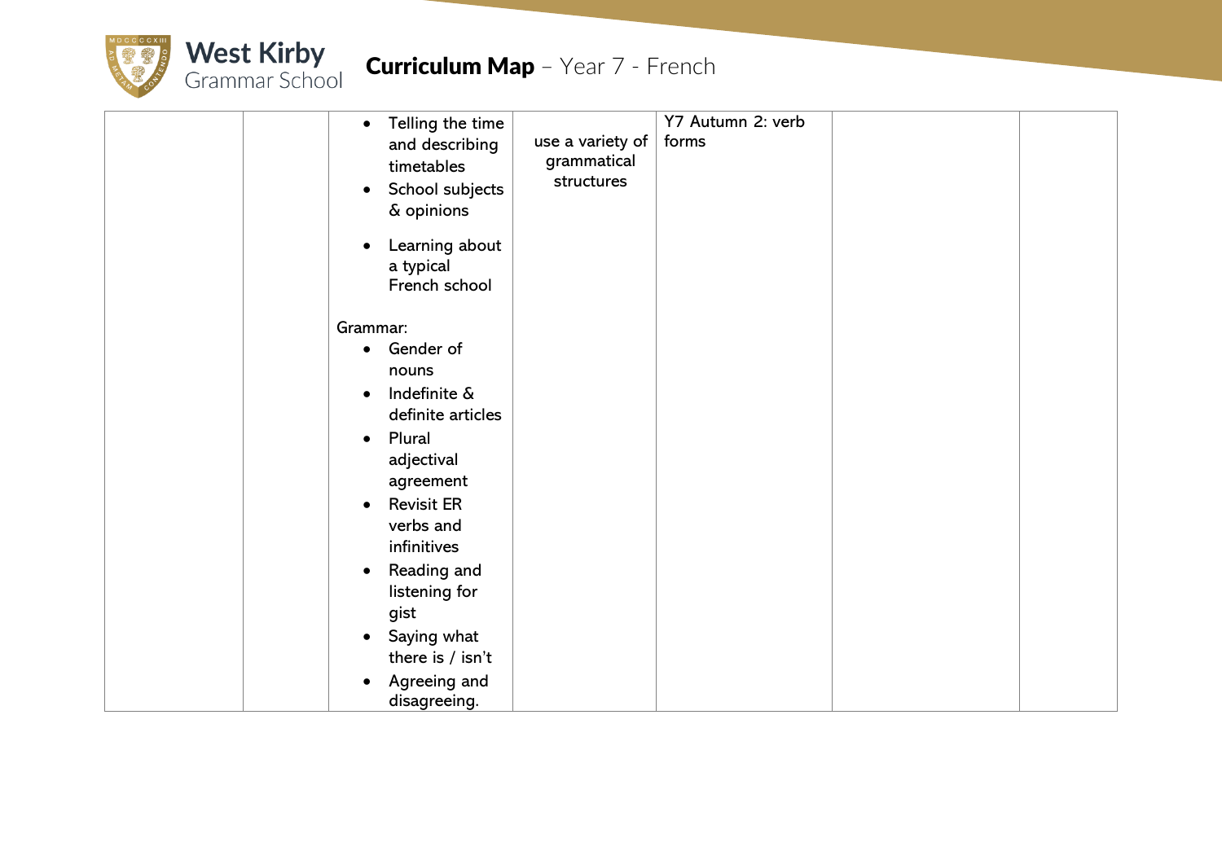| | | | | | | |
|---|---|---|---|---|---|---|
| | | <ul><li>Telling the time and describing timetables</li><li>School subjects & opinions</li><li>Learning about a typical French school</li></ul>Grammar:<ul><li>Gender of nouns</li><li>Indefinite & definite articles</li><li>Plural adjectival agreement</li><li>Revisit ER verbs and infinitives</li><li>Reading and listening for gist</li><li>Saying what there is / isn't</li><li>Agreeing and disagreeing.</li></ul> | use a variety of grammatical structures | Y7 Autumn 2: verb forms | | |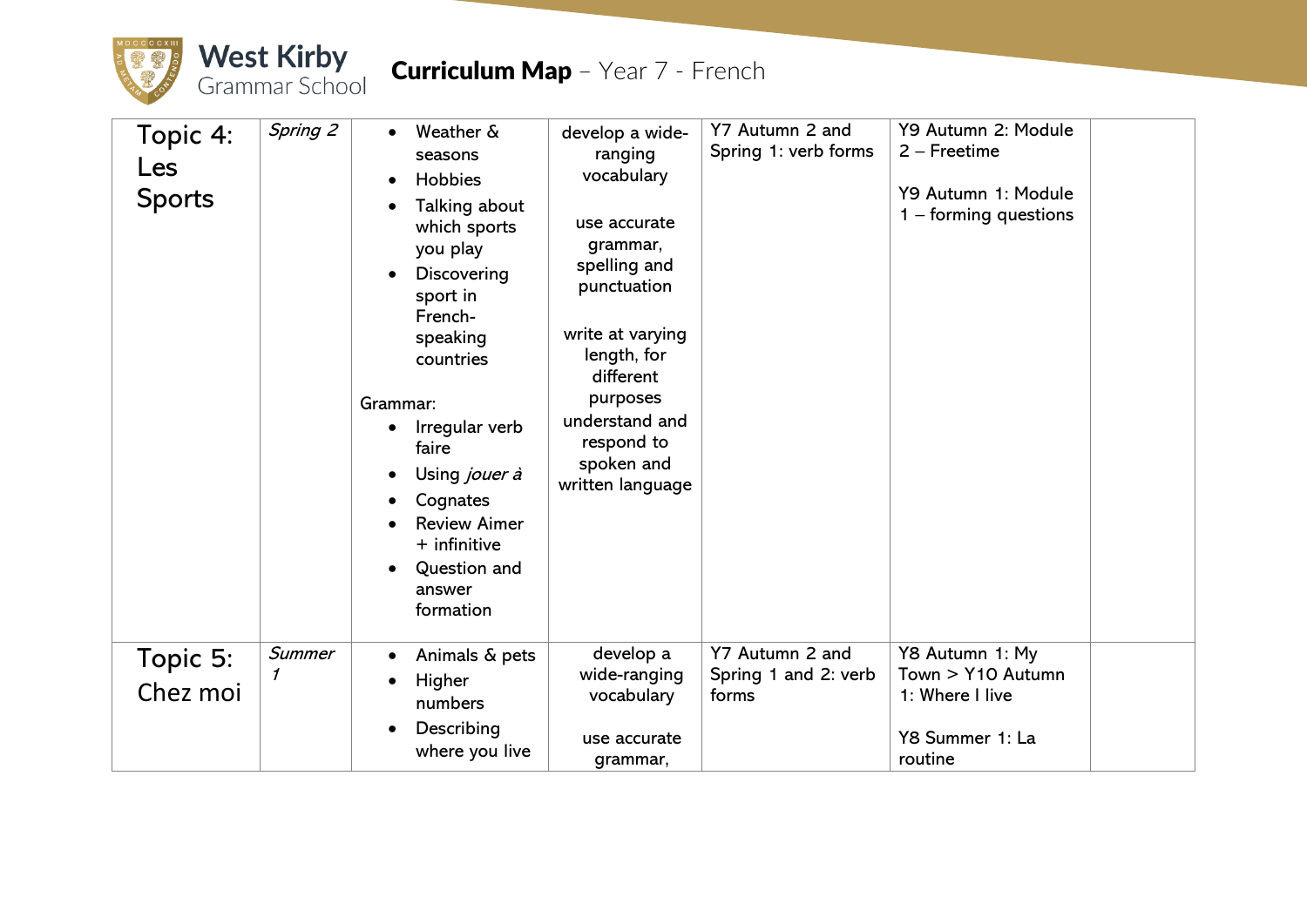# West Kirby Grammar School

## Curriculum Map – Year 7 - French

| | | | | | | |
|---|---|---|---|---|---|---|
| Topic 4: Les Sports | *Spring 2* | • Weather & seasons<br>• Hobbies<br>• Talking about which sports you play<br>• Discovering sport in French-speaking countries<br><br>Grammar:<br>• Irregular verb faire<br>• Using *jouer à*<br>• Cognates<br>• Review Aimer + infinitive<br>• Question and answer formation | develop a wide-ranging vocabulary<br><br>use accurate grammar, spelling and punctuation<br><br>write at varying length, for different purposes<br>understand and respond to spoken and written language | Y7 Autumn 2 and Spring 1: verb forms | Y9 Autumn 2: Module 2 – Freetime<br><br>Y9 Autumn 1: Module 1 – forming questions | |
| Topic 5: Chez moi | *Summer 1* | • Animals & pets<br>• Higher numbers<br>• Describing where you live | develop a wide-ranging vocabulary<br><br>use accurate grammar, | Y7 Autumn 2 and Spring 1 and 2: verb forms | Y8 Autumn 1: My Town > Y10 Autumn 1: Where I live<br><br>Y8 Summer 1: La routine | |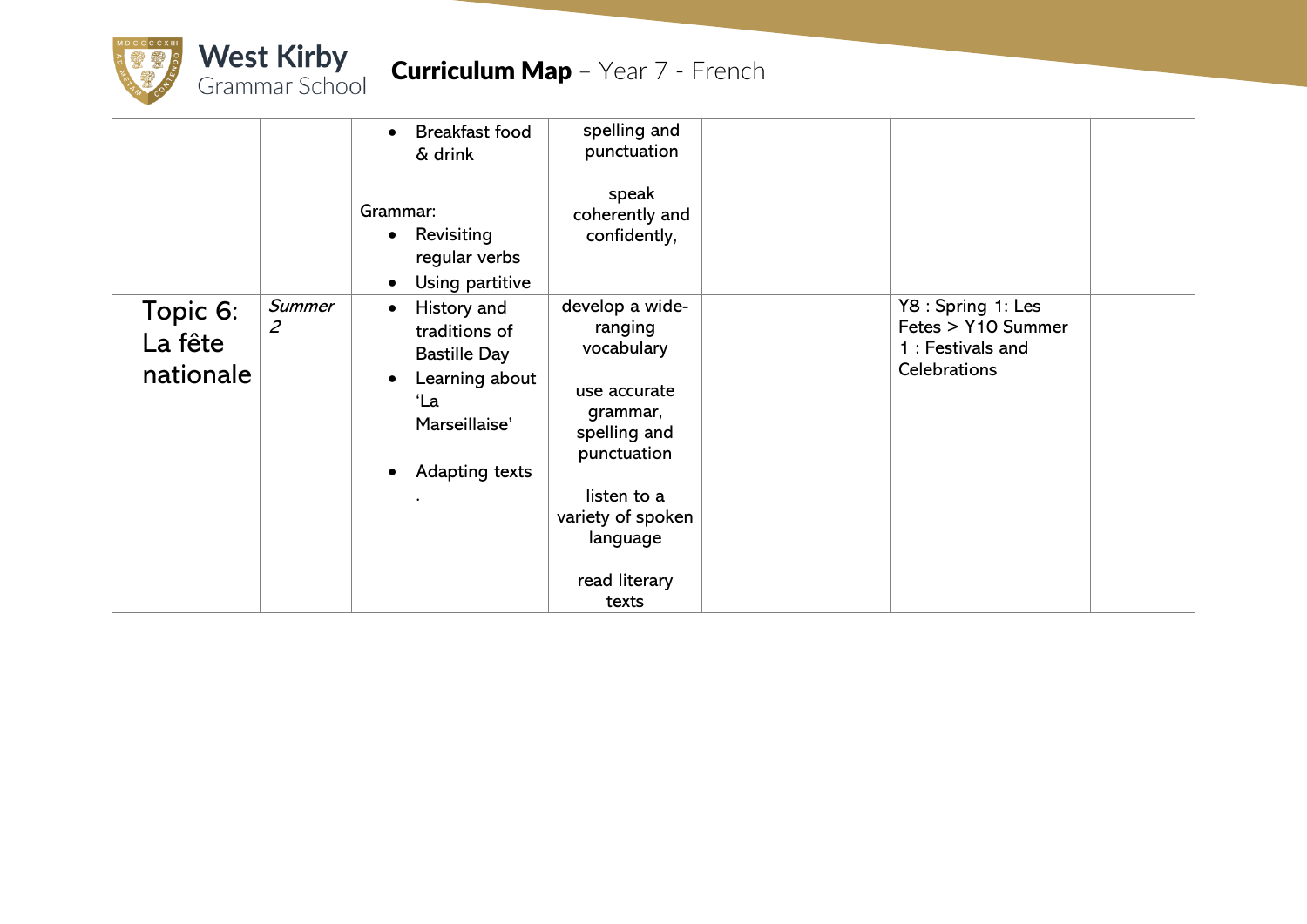| | | | | | | |
|---|---|---|---|---|---|---|
| | | • Breakfast food & drink<br><br>Grammar:<br>• Revisiting regular verbs<br>• Using partitive | spelling and punctuation<br><br>speak coherently and confidently, | | | |
| Topic 6: La fête nationale | *Summer 2* | • History and traditions of Bastille Day<br>• Learning about 'La Marseillaise'<br><br>• Adapting texts<br>. | develop a wide-ranging vocabulary<br><br>use accurate grammar, spelling and punctuation<br><br>listen to a variety of spoken language<br><br>read literary texts | | Y8 : Spring 1: Les Fetes > Y10 Summer 1 : Festivals and Celebrations | |